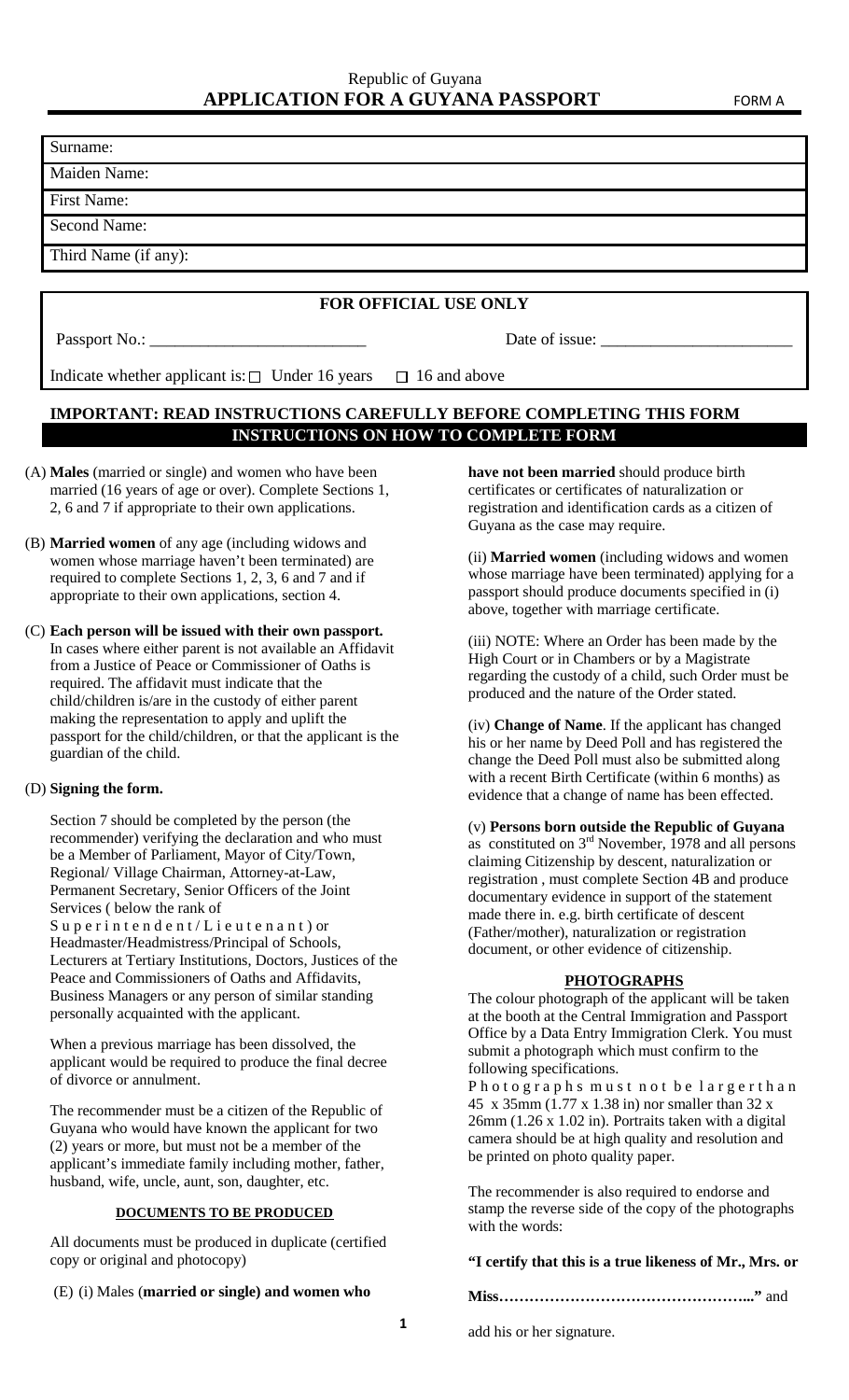Republic of Guyana

# APPLICATION FOR A GUYANA PASSPORT

FORM A

| Surname: |
|---|
| Maiden Name: |
| First Name: |
| Second Name: |
| Third Name (if any): |

**FOR OFFICIAL USE ONLY**

Passport No.: \_\_\_\_\_\_\_\_\_\_\_\_\_\_\_\_\_\_\_\_\_\_\_\_\_\_ Date of issue: \_\_\_\_\_\_\_\_\_\_\_\_\_\_\_\_\_\_\_\_\_\_\_

Indicate whether applicant is: ☐ Under 16 years ☐ 16 and above

## IMPORTANT: READ INSTRUCTIONS CAREFULLY BEFORE COMPLETING THIS FORM

## INSTRUCTIONS ON HOW TO COMPLETE FORM

(A) **Males** (married or single) and women who have been married (16 years of age or over). Complete Sections 1, 2, 6 and 7 if appropriate to their own applications.

(B) **Married women** of any age (including widows and women whose marriage haven't been terminated) are required to complete Sections 1, 2, 3, 6 and 7 and if appropriate to their own applications, section 4.

(C) **Each person will be issued with their own passport.** In cases where either parent is not available an Affidavit from a Justice of Peace or Commissioner of Oaths is required. The affidavit must indicate that the child/children is/are in the custody of either parent making the representation to apply and uplift the passport for the child/children, or that the applicant is the guardian of the child.

(D) **Signing the form.**

Section 7 should be completed by the person (the recommender) verifying the declaration and who must be a Member of Parliament, Mayor of City/Town, Regional/ Village Chairman, Attorney-at-Law, Permanent Secretary, Senior Officers of the Joint Services ( below the rank of Superintendent/Lieutenant) or Headmaster/Headmistress/Principal of Schools, Lecturers at Tertiary Institutions, Doctors, Justices of the Peace and Commissioners of Oaths and Affidavits, Business Managers or any person of similar standing personally acquainted with the applicant.

When a previous marriage has been dissolved, the applicant would be required to produce the final decree of divorce or annulment.

The recommender must be a citizen of the Republic of Guyana who would have known the applicant for two (2) years or more, but must not be a member of the applicant's immediate family including mother, father, husband, wife, uncle, aunt, son, daughter, etc.

### DOCUMENTS TO BE PRODUCED

All documents must be produced in duplicate (certified copy or original and photocopy)

(E) (i) Males (**married or single) and women who have not been married** should produce birth certificates or certificates of naturalization or registration and identification cards as a citizen of Guyana as the case may require.

(ii) **Married women** (including widows and women whose marriage have been terminated) applying for a passport should produce documents specified in (i) above, together with marriage certificate.

(iii) NOTE: Where an Order has been made by the High Court or in Chambers or by a Magistrate regarding the custody of a child, such Order must be produced and the nature of the Order stated.

(iv) **Change of Name**. If the applicant has changed his or her name by Deed Poll and has registered the change the Deed Poll must also be submitted along with a recent Birth Certificate (within 6 months) as evidence that a change of name has been effected.

(v) **Persons born outside the Republic of Guyana** as constituted on 3rd November, 1978 and all persons claiming Citizenship by descent, naturalization or registration , must complete Section 4B and produce documentary evidence in support of the statement made there in. e.g. birth certificate of descent (Father/mother), naturalization or registration document, or other evidence of citizenship.

### PHOTOGRAPHS

The colour photograph of the applicant will be taken at the booth at the Central Immigration and Passport Office by a Data Entry Immigration Clerk. You must submit a photograph which must confirm to the following specifications.

Photographs must not be larger than 45 x 35mm (1.77 x 1.38 in) nor smaller than 32 x 26mm (1.26 x 1.02 in). Portraits taken with a digital camera should be at high quality and resolution and be printed on photo quality paper.

The recommender is also required to endorse and stamp the reverse side of the copy of the photographs with the words:

**"I certify that this is a true likeness of Mr., Mrs. or Miss…………………………………………..."** and add his or her signature.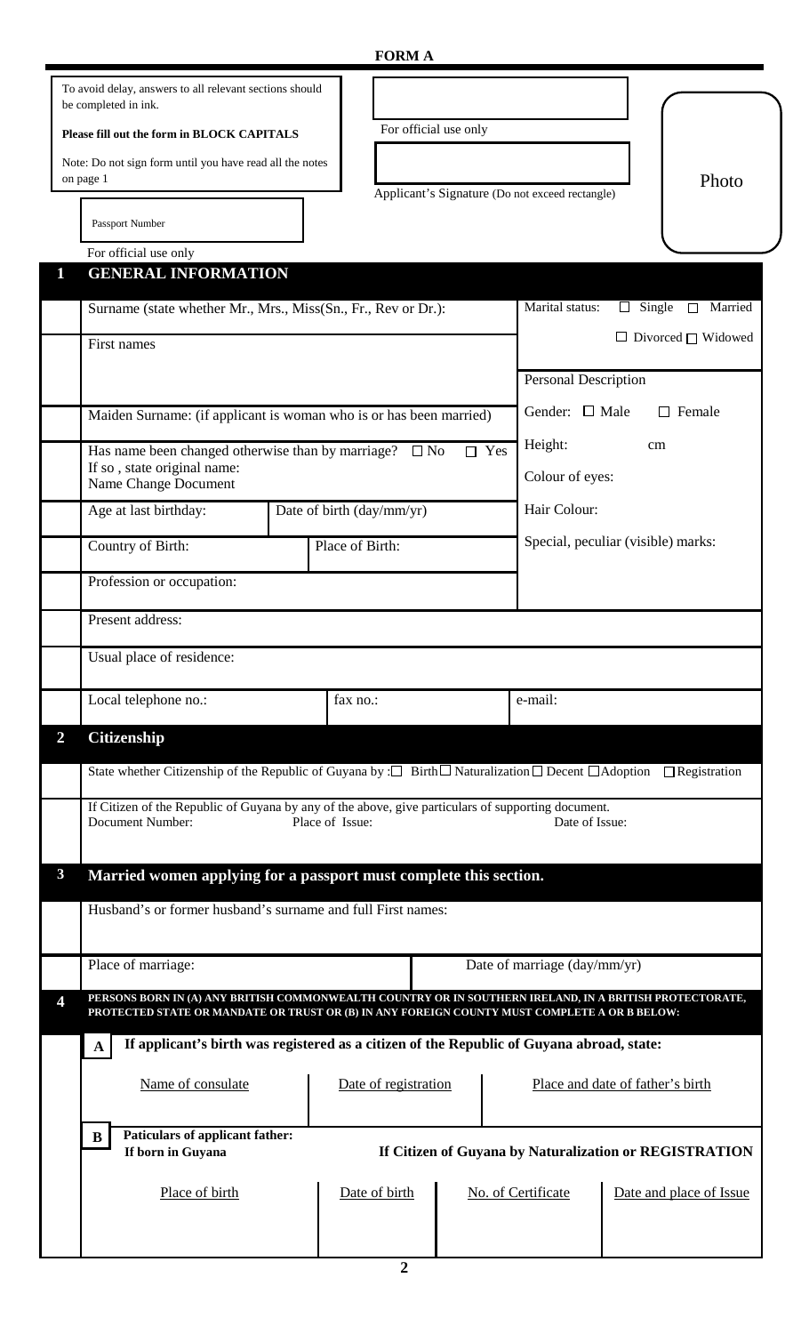# FORM A

To avoid delay, answers to all relevant sections should be completed in ink.

**Please fill out the form in BLOCK CAPITALS**

Note: Do not sign form until you have read all the notes on page 1

For official use only

Applicant's Signature (Do not exceed rectangle)

Photo

Passport Number

For official use only

## 1 GENERAL INFORMATION

| | |
|---|---|
| Surname (state whether Mr., Mrs., Miss(Sn., Fr., Rev or Dr.): | Marital status: ☐ Single ☐ Married ☐ Divorced ☐ Widowed |
| First names | |
| | Personal Description |
| Maiden Surname: (if applicant is woman who is or has been married) | Gender: ☐ Male ☐ Female |
| Has name been changed otherwise than by marriage? ☐ No ☐ Yes<br>If so , state original name:<br>Name Change Document | Height: cm<br>Colour of eyes: |
| Age at last birthday: / Date of birth (day/mm/yr) | Hair Colour: |
| Country of Birth: / Place of Birth: | Special, peculiar (visible) marks: |
| Profession or occupation: | |

Present address:

Usual place of residence:

| Local telephone no.: | fax no.: | e-mail: |
|---|---|---|

## 2 Citizenship

State whether Citizenship of the Republic of Guyana by :☐ Birth ☐ Naturalization ☐ Decent ☐ Adoption ☐ Registration

If Citizen of the Republic of Guyana by any of the above, give particulars of supporting document.

| Document Number: | Place of Issue: | Date of Issue: |
|---|---|---|

## 3 Married women applying for a passport must complete this section.

Husband's or former husband's surname and full First names:

| Place of marriage: | Date of marriage (day/mm/yr) |
|---|---|

## 4 PERSONS BORN IN (A) ANY BRITISH COMMONWEALTH COUNTRY OR IN SOUTHERN IRELAND, IN A BRITISH PROTECTORATE, PROTECTED STATE OR MANDATE OR TRUST OR (B) IN ANY FOREIGN COUNTY MUST COMPLETE A OR B BELOW:

**A If applicant's birth was registered as a citizen of the Republic of Guyana abroad, state:**

| Name of consulate | Date of registration | Place and date of father's birth |
|---|---|---|
| | | |

**B Paticulars of applicant father:**
**If born in Guyana** — **If Citizen of Guyana by Naturalization or REGISTRATION**

| Place of birth | Date of birth | No. of Certificate | Date and place of Issue |
|---|---|---|---|
| | | | |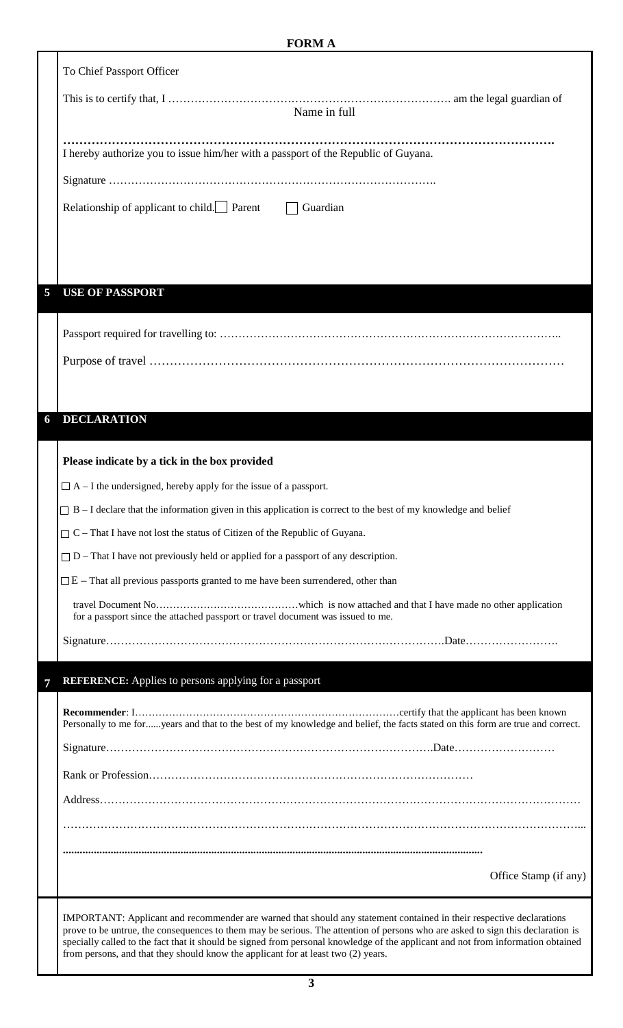# FORM A

To Chief Passport Officer

This is to certify that, I ………………………………………………………………… am the legal guardian of

Name in full

**……………………………………………………………………………………………………….**

I hereby authorize you to issue him/her with a passport of the Republic of Guyana.

Signature …………………………………………………………………………….

Relationship of applicant to child. ☐ Parent ☐ Guardian

## 5 USE OF PASSPORT

Passport required for travelling to: ………………………………………………………………………………..

Purpose of travel …………………………………………………………………………………………

## 6 DECLARATION

**Please indicate by a tick in the box provided**

☐ A – I the undersigned, hereby apply for the issue of a passport.

☐ B – I declare that the information given in this application is correct to the best of my knowledge and belief

☐ C – That I have not lost the status of Citizen of the Republic of Guyana.

☐ D – That I have not previously held or applied for a passport of any description.

☐ E – That all previous passports granted to me have been surrendered, other than

travel Document No……………………………………which is now attached and that I have made no other application for a passport since the attached passport or travel document was issued to me.

Signature……………………………………………………………………………….Date…………………….

## 7 REFERENCE: Applies to persons applying for a passport

**Recommender**: I……………………………………………………………………certify that the applicant has been known Personally to me for......years and that to the best of my knowledge and belief, the facts stated on this form are true and correct.

Signature…………………………………………………………………………….Date………………………

Rank or Profession……………………………………………………………………………

Address…………………………………………………………………………………………………………………

……………………………………………………………………………………………………………………...

**……………………………………………………………………………………………………………**

Office Stamp (if any)

IMPORTANT: Applicant and recommender are warned that should any statement contained in their respective declarations prove to be untrue, the consequences to them may be serious. The attention of persons who are asked to sign this declaration is specially called to the fact that it should be signed from personal knowledge of the applicant and not from information obtained from persons, and that they should know the applicant for at least two (2) years.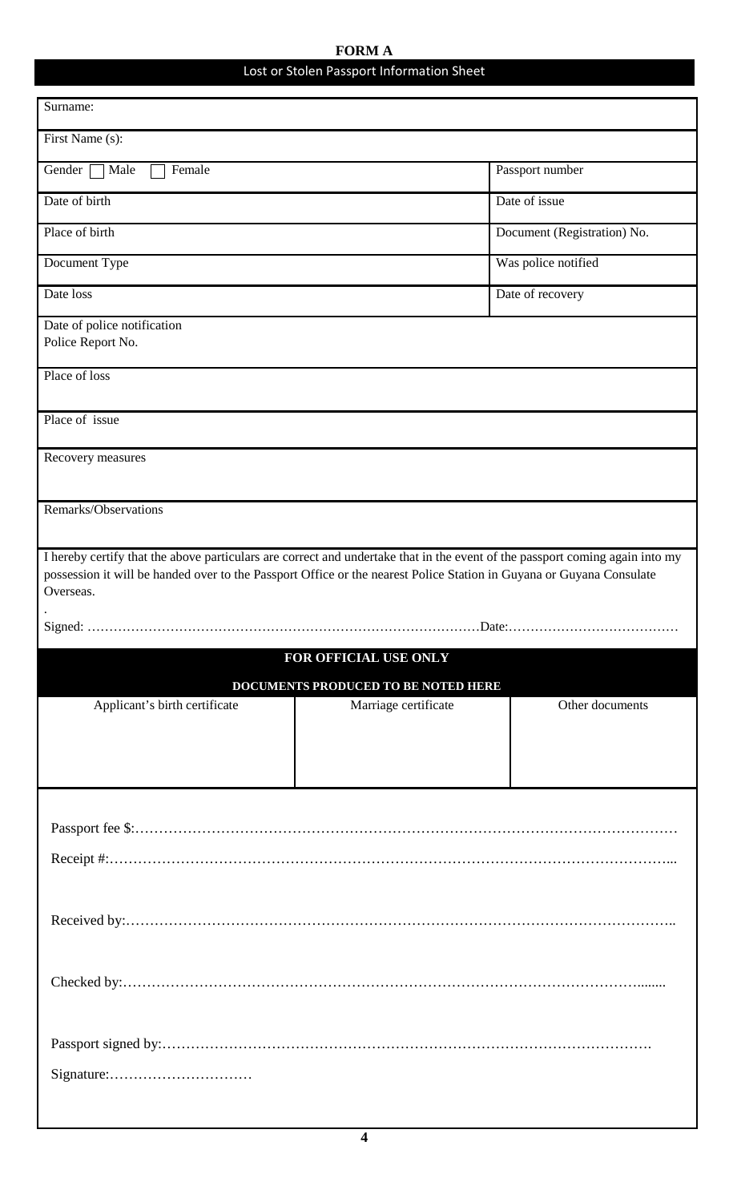# FORM A

## Lost or Stolen Passport Information Sheet

| | |
|---|---|
| Surname: | |
| First Name (s): | |
| Gender ☐ Male ☐ Female | Passport number |
| Date of birth | Date of issue |
| Place of birth | Document (Registration) No. |
| Document Type | Was police notified |
| Date loss | Date of recovery |
| Date of police notification<br>Police Report No. | |
| Place of loss | |
| Place of issue | |
| Recovery measures | |
| Remarks/Observations | |

I hereby certify that the above particulars are correct and undertake that in the event of the passport coming again into my possession it will be handed over to the Passport Office or the nearest Police Station in Guyana or Guyana Consulate Overseas.

Signed: ……………………………………………………………………………Date:…………………………………

## FOR OFFICIAL USE ONLY

### DOCUMENTS PRODUCED TO BE NOTED HERE

| Applicant's birth certificate | Marriage certificate | Other documents |
|---|---|---|
| | | |

Passport fee $:……………………………………………………………………………………………………

Receipt #:……………………………………………………………………………………………………...

Received by:…………………………………………………………………………………………………..

Checked by:……………………………………………………………………………………………........

Passport signed by:………………………………………………………………………………………….

Signature:…………………………